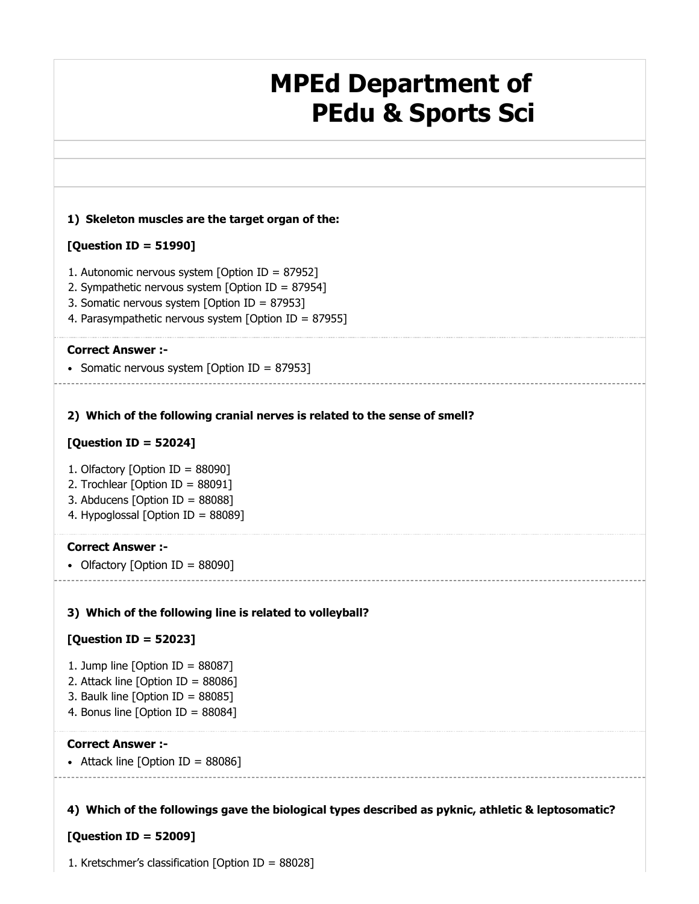# MPEd Department of PEdu & Sports Sci

**1) Skeleton muscles are the target organ of the:**

**[Question ID = 51990]**

1. Autonomic nervous system [Option ID = 87952]
2. Sympathetic nervous system [Option ID = 87954]
3. Somatic nervous system [Option ID = 87953]
4. Parasympathetic nervous system [Option ID = 87955]

**Correct Answer :-**

- Somatic nervous system [Option ID = 87953]

**2) Which of the following cranial nerves is related to the sense of smell?**

**[Question ID = 52024]**

1. Olfactory [Option ID = 88090]
2. Trochlear [Option ID = 88091]
3. Abducens [Option ID = 88088]
4. Hypoglossal [Option ID = 88089]

**Correct Answer :-**

- Olfactory [Option ID = 88090]

**3) Which of the following line is related to volleyball?**

**[Question ID = 52023]**

1. Jump line [Option ID = 88087]
2. Attack line [Option ID = 88086]
3. Baulk line [Option ID = 88085]
4. Bonus line [Option ID = 88084]

**Correct Answer :-**

- Attack line [Option ID = 88086]

**4) Which of the followings gave the biological types described as pyknic, athletic & leptosomatic?**

**[Question ID = 52009]**

1. Kretschmer's classification [Option ID = 88028]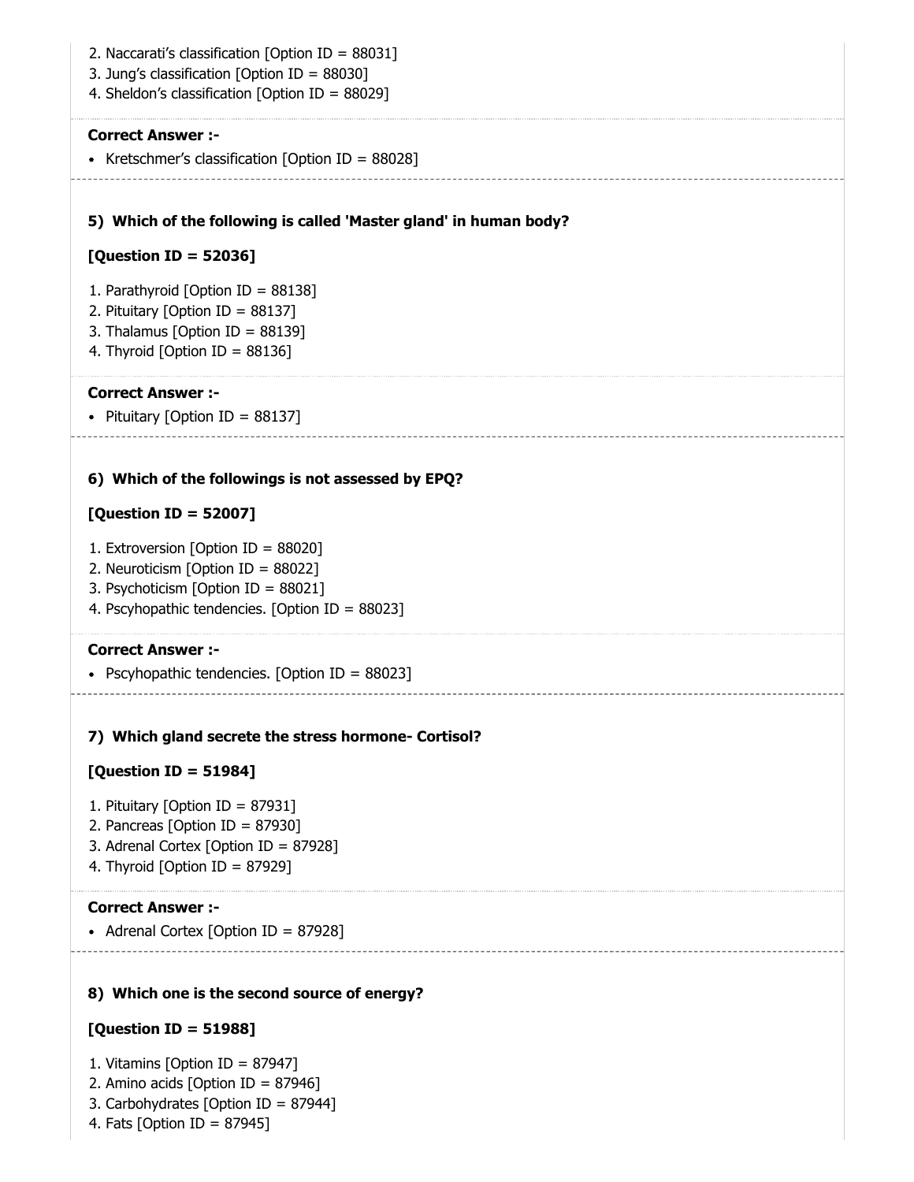2. Naccarati's classification [Option ID = 88031]
3. Jung's classification [Option ID = 88030]
4. Sheldon's classification [Option ID = 88029]

**Correct Answer :-**

- Kretschmer's classification [Option ID = 88028]

**5) Which of the following is called 'Master gland' in human body?**

**[Question ID = 52036]**

1. Parathyroid [Option ID = 88138]
2. Pituitary [Option ID = 88137]
3. Thalamus [Option ID = 88139]
4. Thyroid [Option ID = 88136]

**Correct Answer :-**

- Pituitary [Option ID = 88137]

**6) Which of the followings is not assessed by EPQ?**

**[Question ID = 52007]**

1. Extroversion [Option ID = 88020]
2. Neuroticism [Option ID = 88022]
3. Psychoticism [Option ID = 88021]
4. Pscyhopathic tendencies. [Option ID = 88023]

**Correct Answer :-**

- Pscyhopathic tendencies. [Option ID = 88023]

**7) Which gland secrete the stress hormone- Cortisol?**

**[Question ID = 51984]**

1. Pituitary [Option ID = 87931]
2. Pancreas [Option ID = 87930]
3. Adrenal Cortex [Option ID = 87928]
4. Thyroid [Option ID = 87929]

**Correct Answer :-**

- Adrenal Cortex [Option ID = 87928]

**8) Which one is the second source of energy?**

**[Question ID = 51988]**

1. Vitamins [Option ID = 87947]
2. Amino acids [Option ID = 87946]
3. Carbohydrates [Option ID = 87944]
4. Fats [Option ID = 87945]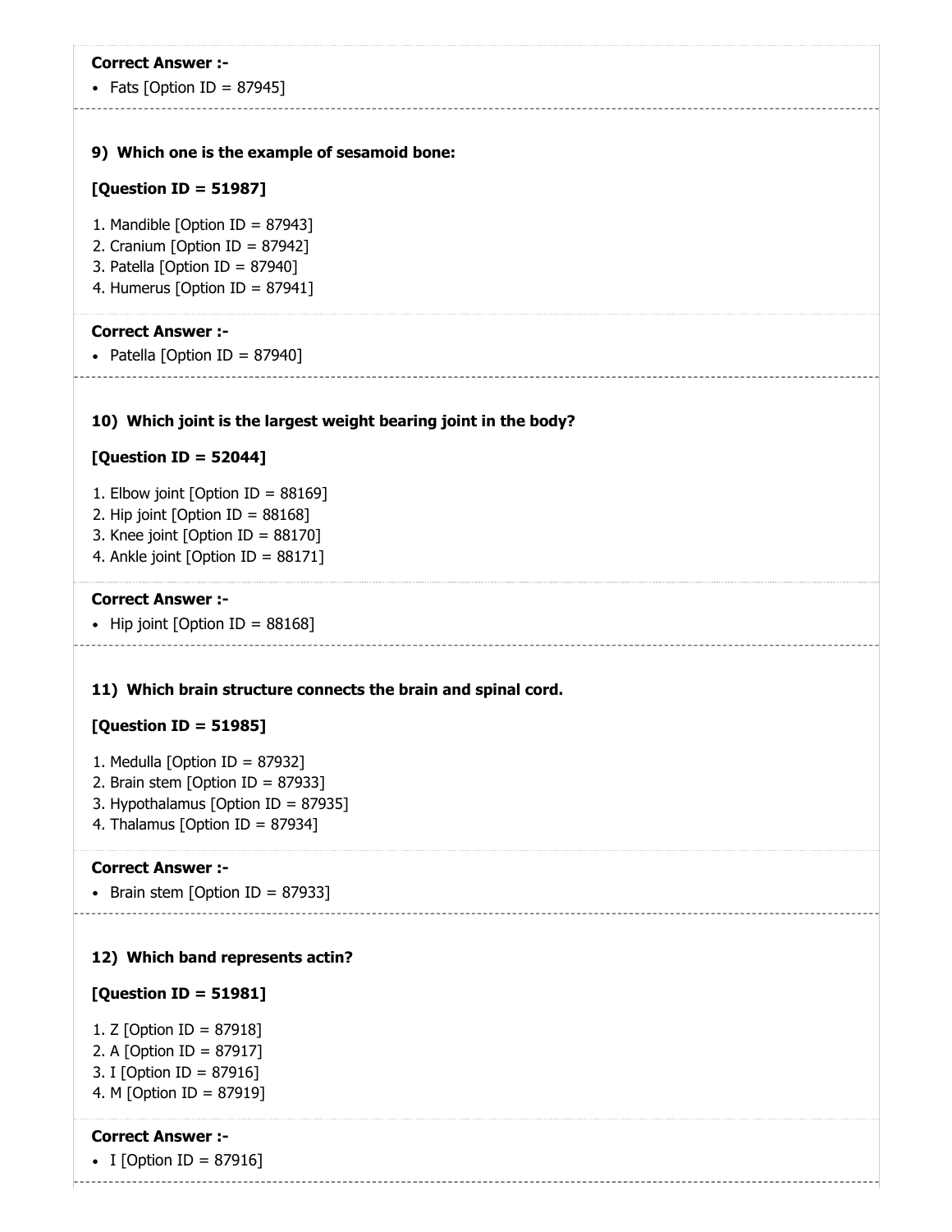**Correct Answer :-**

- Fats [Option ID = 87945]

**9) Which one is the example of sesamoid bone:**

**[Question ID = 51987]**

1. Mandible [Option ID = 87943]
2. Cranium [Option ID = 87942]
3. Patella [Option ID = 87940]
4. Humerus [Option ID = 87941]

**Correct Answer :-**

- Patella [Option ID = 87940]

**10) Which joint is the largest weight bearing joint in the body?**

**[Question ID = 52044]**

1. Elbow joint [Option ID = 88169]
2. Hip joint [Option ID = 88168]
3. Knee joint [Option ID = 88170]
4. Ankle joint [Option ID = 88171]

**Correct Answer :-**

- Hip joint [Option ID = 88168]

**11) Which brain structure connects the brain and spinal cord.**

**[Question ID = 51985]**

1. Medulla [Option ID = 87932]
2. Brain stem [Option ID = 87933]
3. Hypothalamus [Option ID = 87935]
4. Thalamus [Option ID = 87934]

**Correct Answer :-**

- Brain stem [Option ID = 87933]

**12) Which band represents actin?**

**[Question ID = 51981]**

1. Z [Option ID = 87918]
2. A [Option ID = 87917]
3. I [Option ID = 87916]
4. M [Option ID = 87919]

**Correct Answer :-**

- I [Option ID = 87916]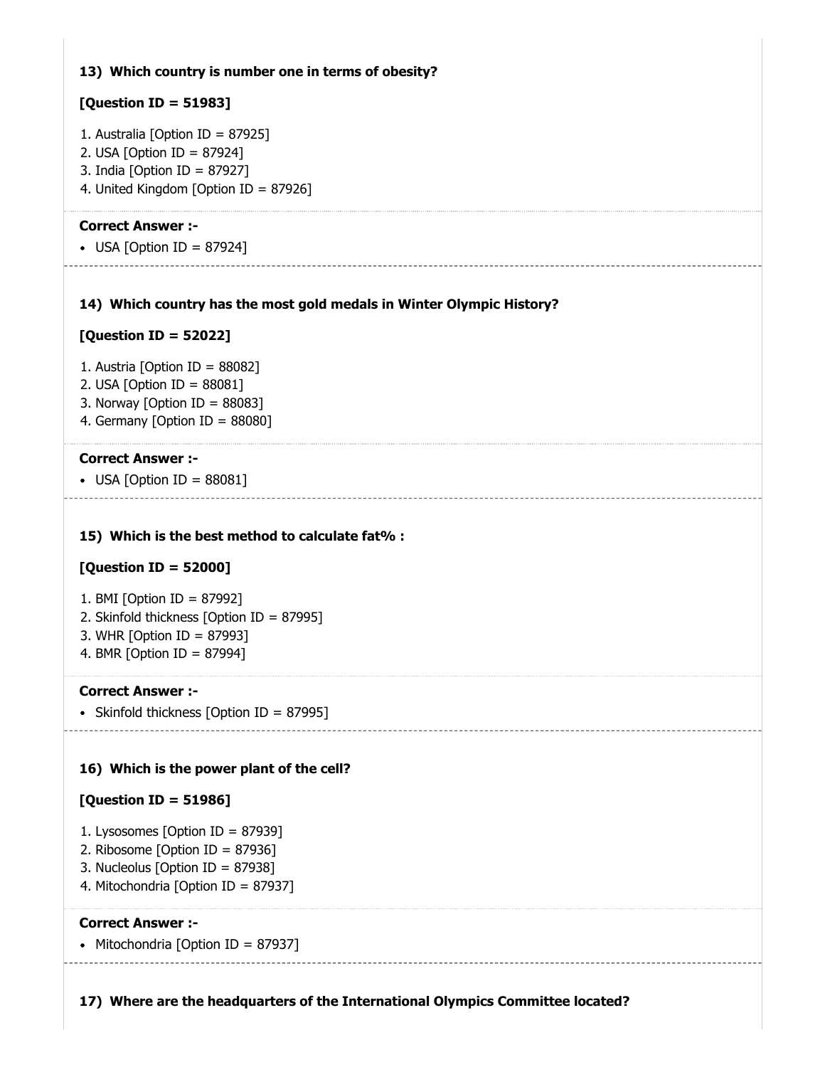**13) Which country is number one in terms of obesity?**

**[Question ID = 51983]**

1. Australia [Option ID = 87925]
2. USA [Option ID = 87924]
3. India [Option ID = 87927]
4. United Kingdom [Option ID = 87926]

**Correct Answer :-**

- USA [Option ID = 87924]

---

**14) Which country has the most gold medals in Winter Olympic History?**

**[Question ID = 52022]**

1. Austria [Option ID = 88082]
2. USA [Option ID = 88081]
3. Norway [Option ID = 88083]
4. Germany [Option ID = 88080]

**Correct Answer :-**

- USA [Option ID = 88081]

---

**15) Which is the best method to calculate fat% :**

**[Question ID = 52000]**

1. BMI [Option ID = 87992]
2. Skinfold thickness [Option ID = 87995]
3. WHR [Option ID = 87993]
4. BMR [Option ID = 87994]

**Correct Answer :-**

- Skinfold thickness [Option ID = 87995]

---

**16) Which is the power plant of the cell?**

**[Question ID = 51986]**

1. Lysosomes [Option ID = 87939]
2. Ribosome [Option ID = 87936]
3. Nucleolus [Option ID = 87938]
4. Mitochondria [Option ID = 87937]

**Correct Answer :-**

- Mitochondria [Option ID = 87937]

---

**17) Where are the headquarters of the International Olympics Committee located?**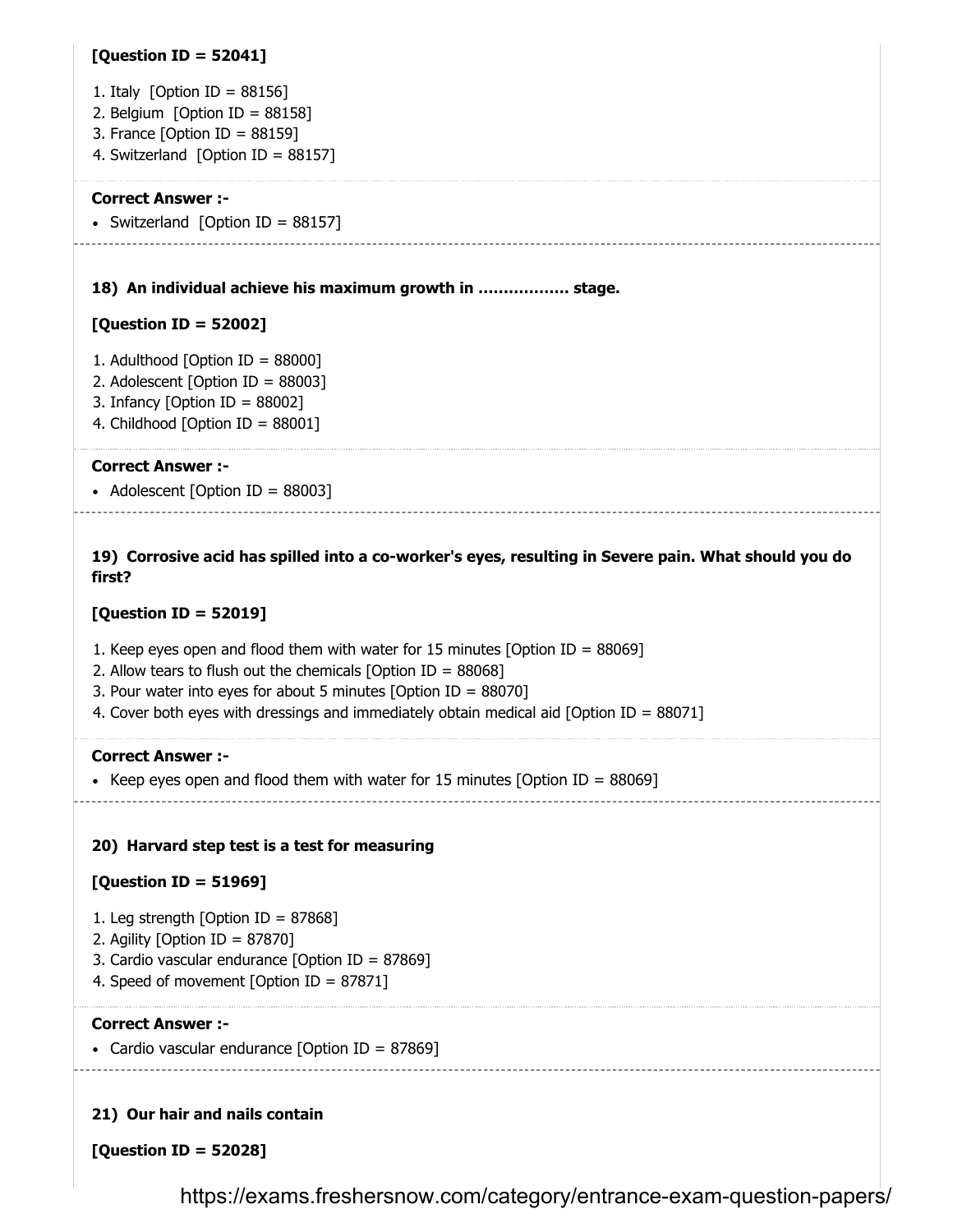**[Question ID = 52041]**

1. Italy [Option ID = 88156]
2. Belgium [Option ID = 88158]
3. France [Option ID = 88159]
4. Switzerland [Option ID = 88157]

**Correct Answer :-**

- Switzerland [Option ID = 88157]

---

**18) An individual achieve his maximum growth in ................. stage.**

**[Question ID = 52002]**

1. Adulthood [Option ID = 88000]
2. Adolescent [Option ID = 88003]
3. Infancy [Option ID = 88002]
4. Childhood [Option ID = 88001]

**Correct Answer :-**

- Adolescent [Option ID = 88003]

---

**19) Corrosive acid has spilled into a co-worker's eyes, resulting in Severe pain. What should you do first?**

**[Question ID = 52019]**

1. Keep eyes open and flood them with water for 15 minutes [Option ID = 88069]
2. Allow tears to flush out the chemicals [Option ID = 88068]
3. Pour water into eyes for about 5 minutes [Option ID = 88070]
4. Cover both eyes with dressings and immediately obtain medical aid [Option ID = 88071]

**Correct Answer :-**

- Keep eyes open and flood them with water for 15 minutes [Option ID = 88069]

---

**20) Harvard step test is a test for measuring**

**[Question ID = 51969]**

1. Leg strength [Option ID = 87868]
2. Agility [Option ID = 87870]
3. Cardio vascular endurance [Option ID = 87869]
4. Speed of movement [Option ID = 87871]

**Correct Answer :-**

- Cardio vascular endurance [Option ID = 87869]

---

**21) Our hair and nails contain**

**[Question ID = 52028]**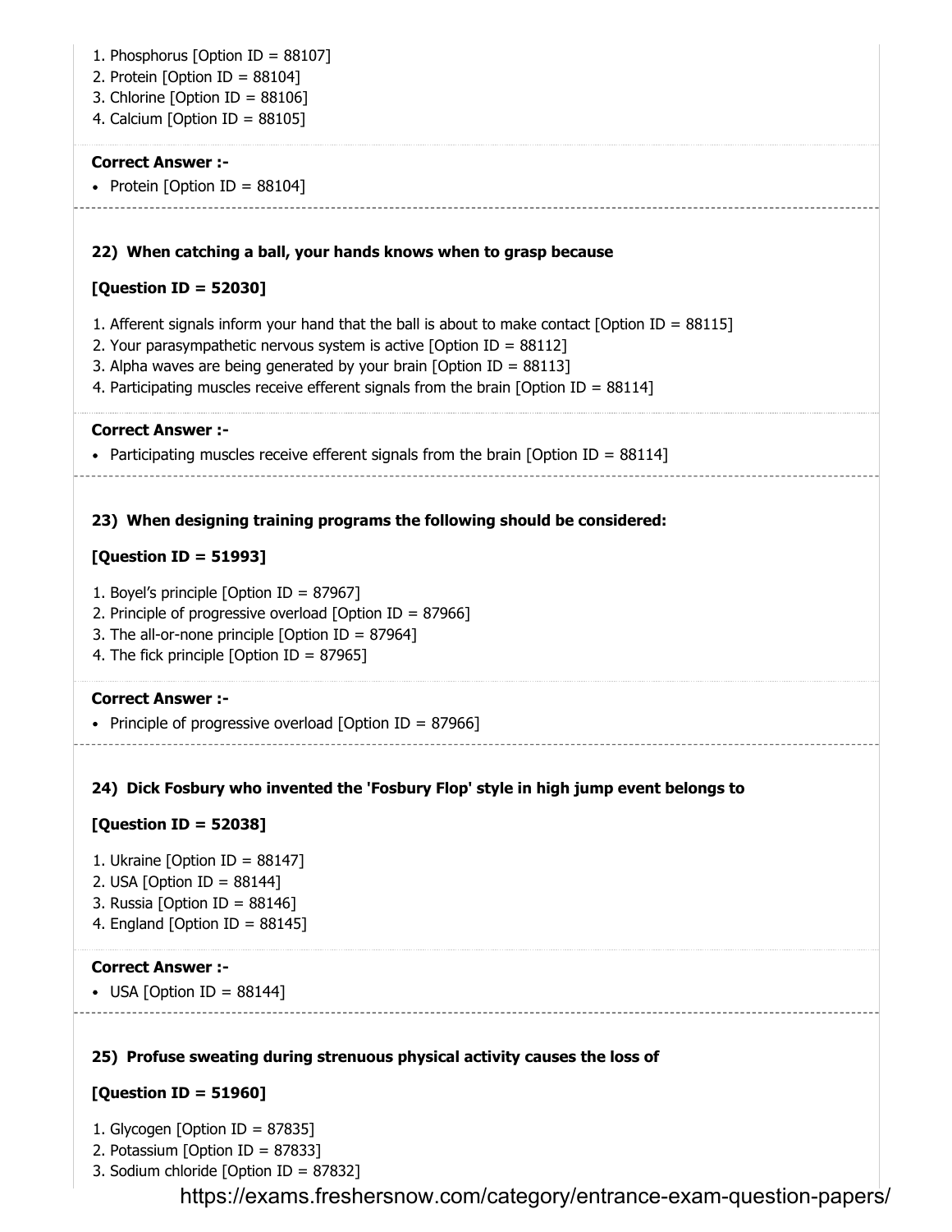1. Phosphorus [Option ID = 88107]
2. Protein [Option ID = 88104]
3. Chlorine [Option ID = 88106]
4. Calcium [Option ID = 88105]

**Correct Answer :-**

- Protein [Option ID = 88104]

**22) When catching a ball, your hands knows when to grasp because**

**[Question ID = 52030]**

1. Afferent signals inform your hand that the ball is about to make contact [Option ID = 88115]
2. Your parasympathetic nervous system is active [Option ID = 88112]
3. Alpha waves are being generated by your brain [Option ID = 88113]
4. Participating muscles receive efferent signals from the brain [Option ID = 88114]

**Correct Answer :-**

- Participating muscles receive efferent signals from the brain [Option ID = 88114]

**23) When designing training programs the following should be considered:**

**[Question ID = 51993]**

1. Boyel's principle [Option ID = 87967]
2. Principle of progressive overload [Option ID = 87966]
3. The all-or-none principle [Option ID = 87964]
4. The fick principle [Option ID = 87965]

**Correct Answer :-**

- Principle of progressive overload [Option ID = 87966]

**24) Dick Fosbury who invented the 'Fosbury Flop' style in high jump event belongs to**

**[Question ID = 52038]**

1. Ukraine [Option ID = 88147]
2. USA [Option ID = 88144]
3. Russia [Option ID = 88146]
4. England [Option ID = 88145]

**Correct Answer :-**

- USA [Option ID = 88144]

**25) Profuse sweating during strenuous physical activity causes the loss of**

**[Question ID = 51960]**

1. Glycogen [Option ID = 87835]
2. Potassium [Option ID = 87833]
3. Sodium chloride [Option ID = 87832]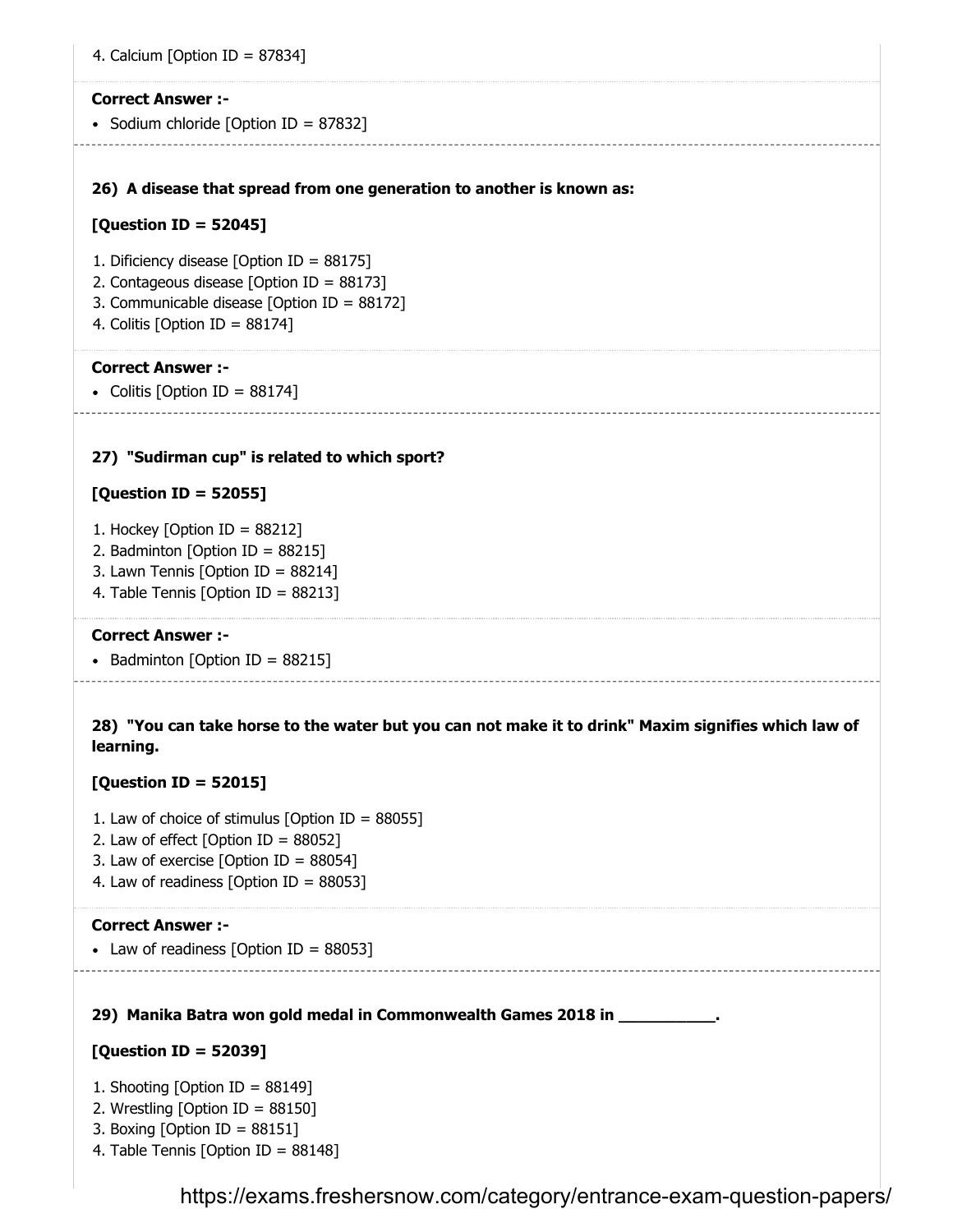4. Calcium [Option ID = 87834]

**Correct Answer :-**

- Sodium chloride [Option ID = 87832]

---

**26) A disease that spread from one generation to another is known as:**

**[Question ID = 52045]**

1. Dificiency disease [Option ID = 88175]
2. Contageous disease [Option ID = 88173]
3. Communicable disease [Option ID = 88172]
4. Colitis [Option ID = 88174]

**Correct Answer :-**

- Colitis [Option ID = 88174]

---

**27) "Sudirman cup" is related to which sport?**

**[Question ID = 52055]**

1. Hockey [Option ID = 88212]
2. Badminton [Option ID = 88215]
3. Lawn Tennis [Option ID = 88214]
4. Table Tennis [Option ID = 88213]

**Correct Answer :-**

- Badminton [Option ID = 88215]

---

**28) "You can take horse to the water but you can not make it to drink" Maxim signifies which law of learning.**

**[Question ID = 52015]**

1. Law of choice of stimulus [Option ID = 88055]
2. Law of effect [Option ID = 88052]
3. Law of exercise [Option ID = 88054]
4. Law of readiness [Option ID = 88053]

**Correct Answer :-**

- Law of readiness [Option ID = 88053]

---

**29) Manika Batra won gold medal in Commonwealth Games 2018 in ___________.**

**[Question ID = 52039]**

1. Shooting [Option ID = 88149]
2. Wrestling [Option ID = 88150]
3. Boxing [Option ID = 88151]
4. Table Tennis [Option ID = 88148]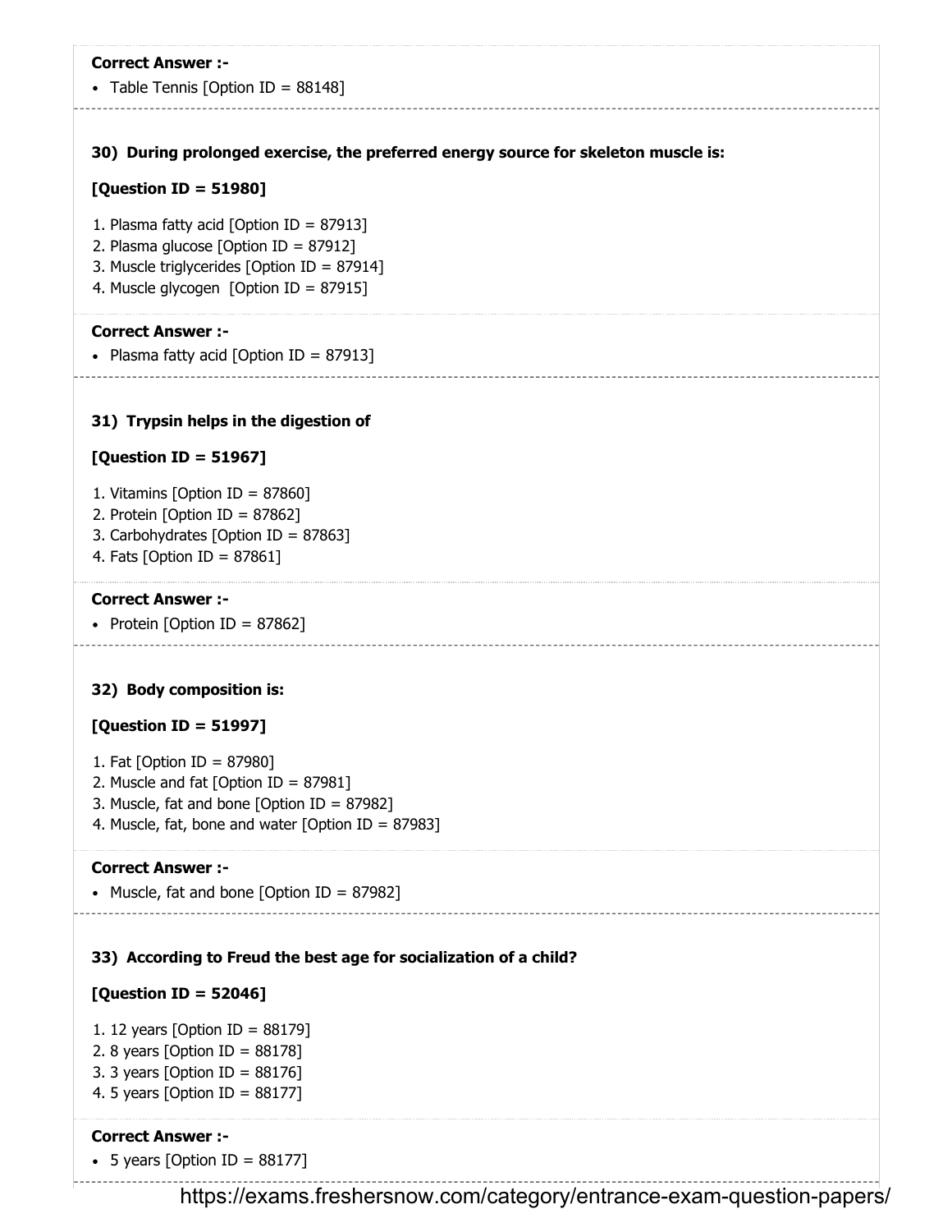**Correct Answer :-**

- Table Tennis [Option ID = 88148]

**30) During prolonged exercise, the preferred energy source for skeleton muscle is:**

**[Question ID = 51980]**

1. Plasma fatty acid [Option ID = 87913]
2. Plasma glucose [Option ID = 87912]
3. Muscle triglycerides [Option ID = 87914]
4. Muscle glycogen [Option ID = 87915]

**Correct Answer :-**

- Plasma fatty acid [Option ID = 87913]

**31) Trypsin helps in the digestion of**

**[Question ID = 51967]**

1. Vitamins [Option ID = 87860]
2. Protein [Option ID = 87862]
3. Carbohydrates [Option ID = 87863]
4. Fats [Option ID = 87861]

**Correct Answer :-**

- Protein [Option ID = 87862]

**32) Body composition is:**

**[Question ID = 51997]**

1. Fat [Option ID = 87980]
2. Muscle and fat [Option ID = 87981]
3. Muscle, fat and bone [Option ID = 87982]
4. Muscle, fat, bone and water [Option ID = 87983]

**Correct Answer :-**

- Muscle, fat and bone [Option ID = 87982]

**33) According to Freud the best age for socialization of a child?**

**[Question ID = 52046]**

1. 12 years [Option ID = 88179]
2. 8 years [Option ID = 88178]
3. 3 years [Option ID = 88176]
4. 5 years [Option ID = 88177]

**Correct Answer :-**

- 5 years [Option ID = 88177]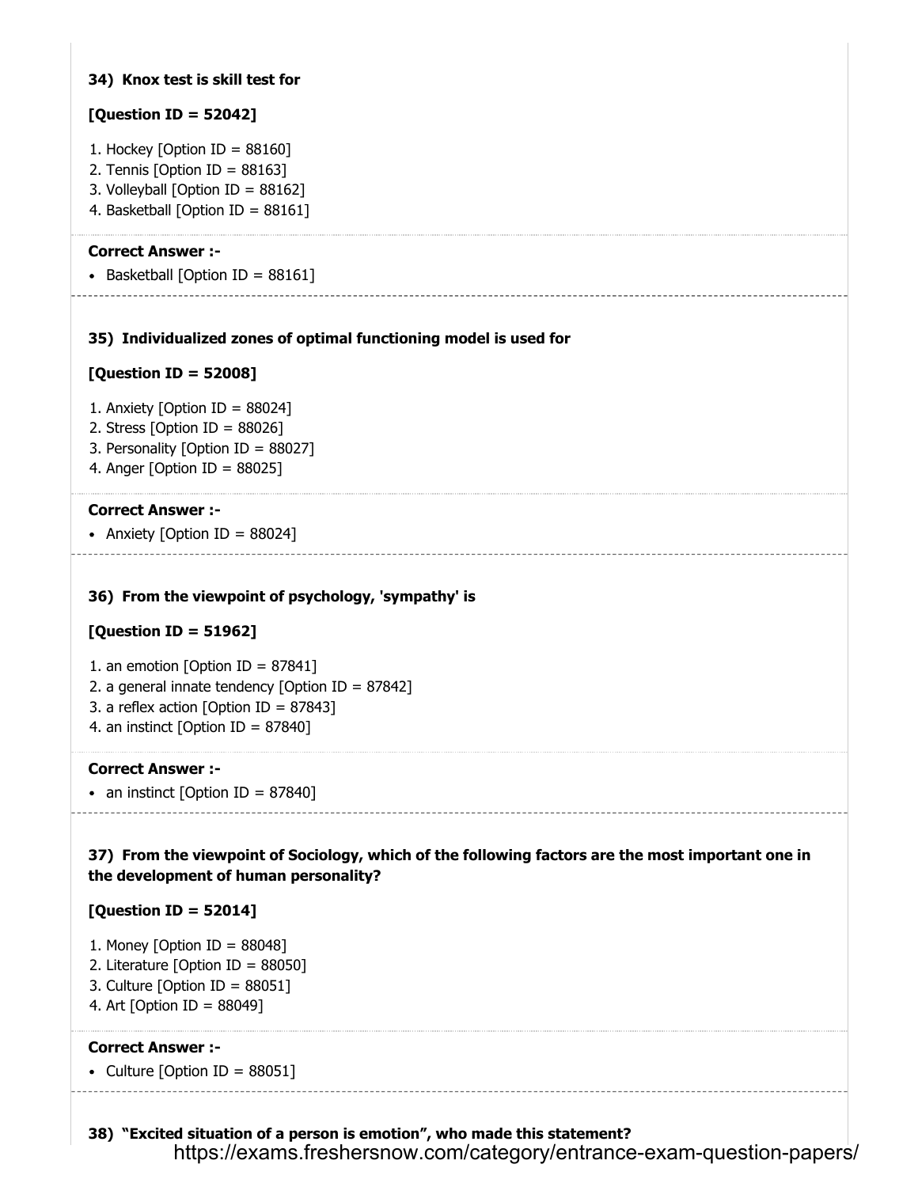**34) Knox test is skill test for**

**[Question ID = 52042]**

1. Hockey [Option ID = 88160]
2. Tennis [Option ID = 88163]
3. Volleyball [Option ID = 88162]
4. Basketball [Option ID = 88161]

**Correct Answer :-**

- Basketball [Option ID = 88161]

---

**35) Individualized zones of optimal functioning model is used for**

**[Question ID = 52008]**

1. Anxiety [Option ID = 88024]
2. Stress [Option ID = 88026]
3. Personality [Option ID = 88027]
4. Anger [Option ID = 88025]

**Correct Answer :-**

- Anxiety [Option ID = 88024]

---

**36) From the viewpoint of psychology, 'sympathy' is**

**[Question ID = 51962]**

1. an emotion [Option ID = 87841]
2. a general innate tendency [Option ID = 87842]
3. a reflex action [Option ID = 87843]
4. an instinct [Option ID = 87840]

**Correct Answer :-**

- an instinct [Option ID = 87840]

---

**37) From the viewpoint of Sociology, which of the following factors are the most important one in the development of human personality?**

**[Question ID = 52014]**

1. Money [Option ID = 88048]
2. Literature [Option ID = 88050]
3. Culture [Option ID = 88051]
4. Art [Option ID = 88049]

**Correct Answer :-**

- Culture [Option ID = 88051]

---

**38) "Excited situation of a person is emotion", who made this statement?**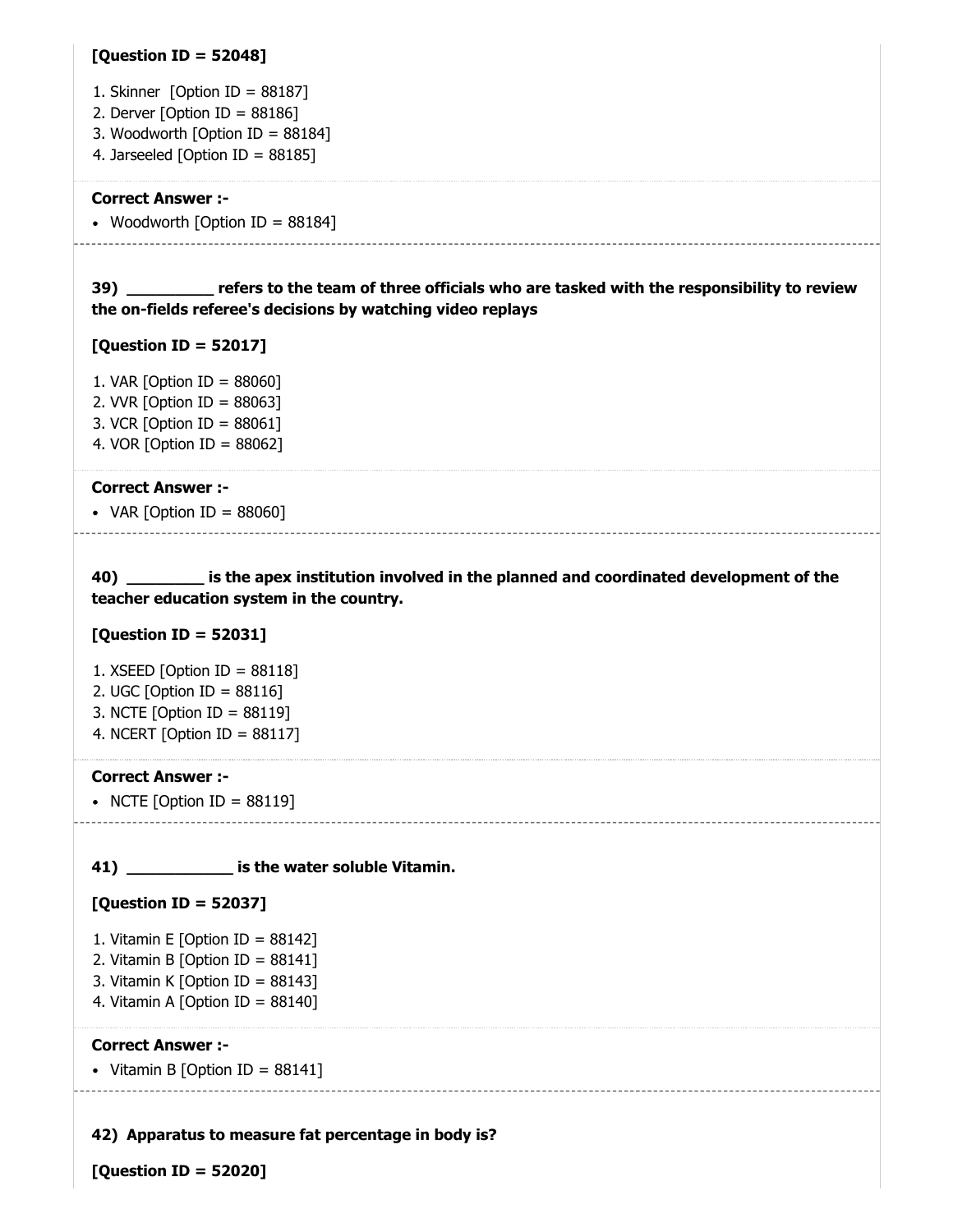**[Question ID = 52048]**

1. Skinner [Option ID = 88187]
2. Derver [Option ID = 88186]
3. Woodworth [Option ID = 88184]
4. Jarseeled [Option ID = 88185]

**Correct Answer :-**

- Woodworth [Option ID = 88184]

---

**39) _________ refers to the team of three officials who are tasked with the responsibility to review the on-fields referee's decisions by watching video replays**

**[Question ID = 52017]**

1. VAR [Option ID = 88060]
2. VVR [Option ID = 88063]
3. VCR [Option ID = 88061]
4. VOR [Option ID = 88062]

**Correct Answer :-**

- VAR [Option ID = 88060]

---

**40) ________ is the apex institution involved in the planned and coordinated development of the teacher education system in the country.**

**[Question ID = 52031]**

1. XSEED [Option ID = 88118]
2. UGC [Option ID = 88116]
3. NCTE [Option ID = 88119]
4. NCERT [Option ID = 88117]

**Correct Answer :-**

- NCTE [Option ID = 88119]

---

**41) ___________ is the water soluble Vitamin.**

**[Question ID = 52037]**

1. Vitamin E [Option ID = 88142]
2. Vitamin B [Option ID = 88141]
3. Vitamin K [Option ID = 88143]
4. Vitamin A [Option ID = 88140]

**Correct Answer :-**

- Vitamin B [Option ID = 88141]

---

**42) Apparatus to measure fat percentage in body is?**

**[Question ID = 52020]**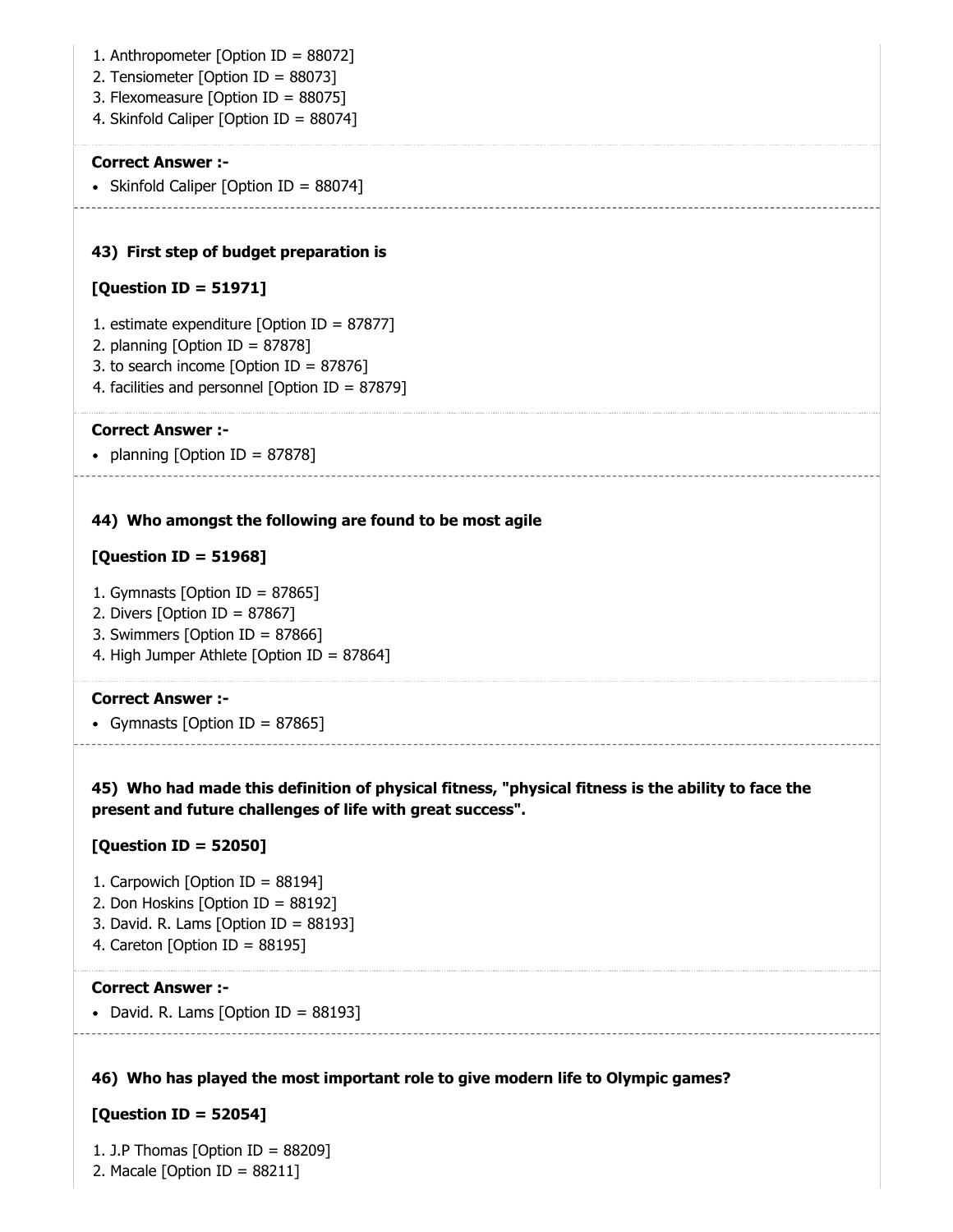1. Anthropometer [Option ID = 88072]
2. Tensiometer [Option ID = 88073]
3. Flexomeasure [Option ID = 88075]
4. Skinfold Caliper [Option ID = 88074]

**Correct Answer :-**

- Skinfold Caliper [Option ID = 88074]

**43) First step of budget preparation is**

**[Question ID = 51971]**

1. estimate expenditure [Option ID = 87877]
2. planning [Option ID = 87878]
3. to search income [Option ID = 87876]
4. facilities and personnel [Option ID = 87879]

**Correct Answer :-**

- planning [Option ID = 87878]

**44) Who amongst the following are found to be most agile**

**[Question ID = 51968]**

1. Gymnasts [Option ID = 87865]
2. Divers [Option ID = 87867]
3. Swimmers [Option ID = 87866]
4. High Jumper Athlete [Option ID = 87864]

**Correct Answer :-**

- Gymnasts [Option ID = 87865]

**45) Who had made this definition of physical fitness, "physical fitness is the ability to face the present and future challenges of life with great success".**

**[Question ID = 52050]**

1. Carpowich [Option ID = 88194]
2. Don Hoskins [Option ID = 88192]
3. David. R. Lams [Option ID = 88193]
4. Careton [Option ID = 88195]

**Correct Answer :-**

- David. R. Lams [Option ID = 88193]

**46) Who has played the most important role to give modern life to Olympic games?**

**[Question ID = 52054]**

1. J.P Thomas [Option ID = 88209]
2. Macale [Option ID = 88211]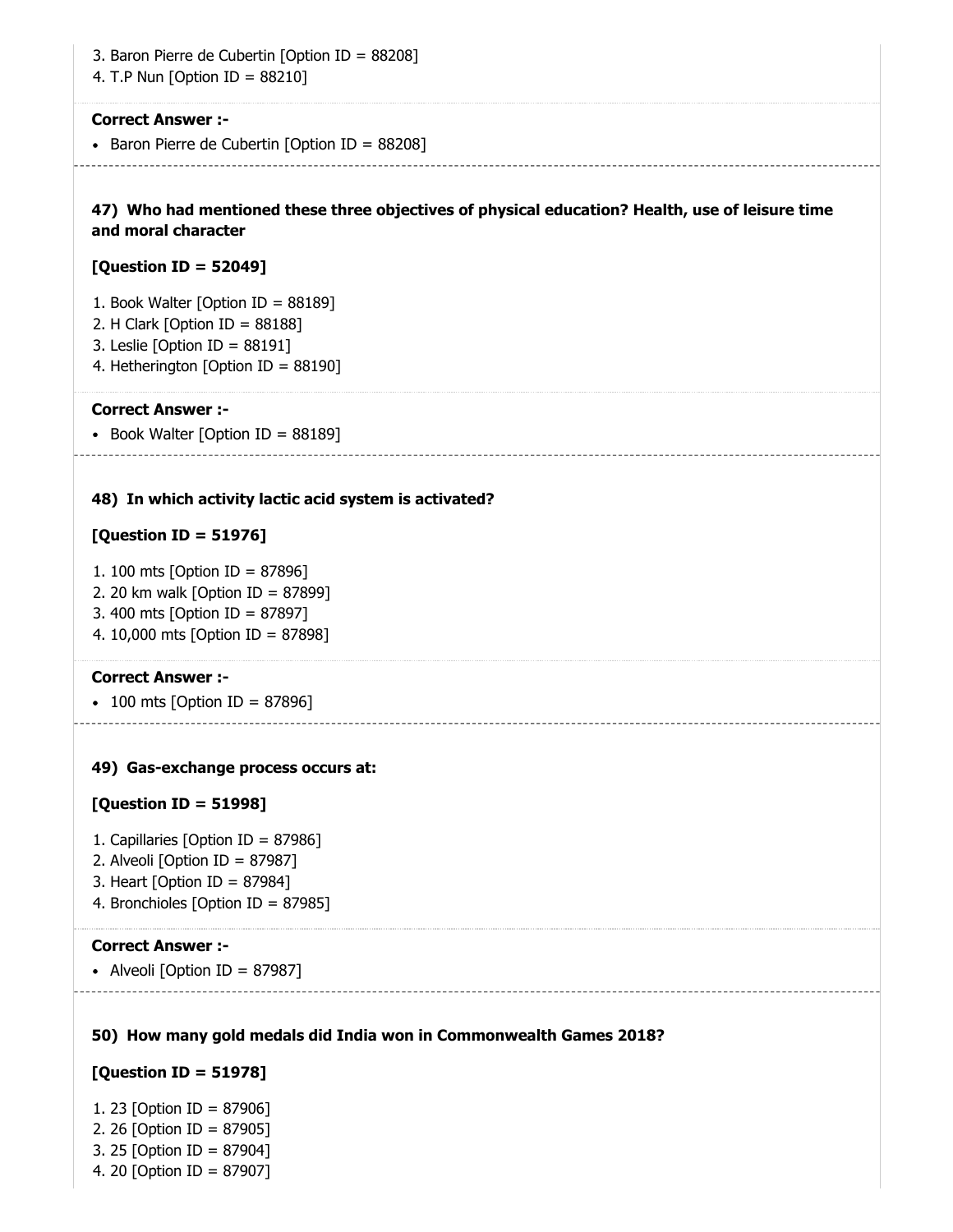3. Baron Pierre de Cubertin [Option ID = 88208]
4. T.P Nun [Option ID = 88210]

**Correct Answer :-**

- Baron Pierre de Cubertin [Option ID = 88208]

**47) Who had mentioned these three objectives of physical education? Health, use of leisure time and moral character**

**[Question ID = 52049]**

1. Book Walter [Option ID = 88189]
2. H Clark [Option ID = 88188]
3. Leslie [Option ID = 88191]
4. Hetherington [Option ID = 88190]

**Correct Answer :-**

- Book Walter [Option ID = 88189]

**48) In which activity lactic acid system is activated?**

**[Question ID = 51976]**

1. 100 mts [Option ID = 87896]
2. 20 km walk [Option ID = 87899]
3. 400 mts [Option ID = 87897]
4. 10,000 mts [Option ID = 87898]

**Correct Answer :-**

- 100 mts [Option ID = 87896]

**49) Gas-exchange process occurs at:**

**[Question ID = 51998]**

1. Capillaries [Option ID = 87986]
2. Alveoli [Option ID = 87987]
3. Heart [Option ID = 87984]
4. Bronchioles [Option ID = 87985]

**Correct Answer :-**

- Alveoli [Option ID = 87987]

**50) How many gold medals did India won in Commonwealth Games 2018?**

**[Question ID = 51978]**

1. 23 [Option ID = 87906]
2. 26 [Option ID = 87905]
3. 25 [Option ID = 87904]
4. 20 [Option ID = 87907]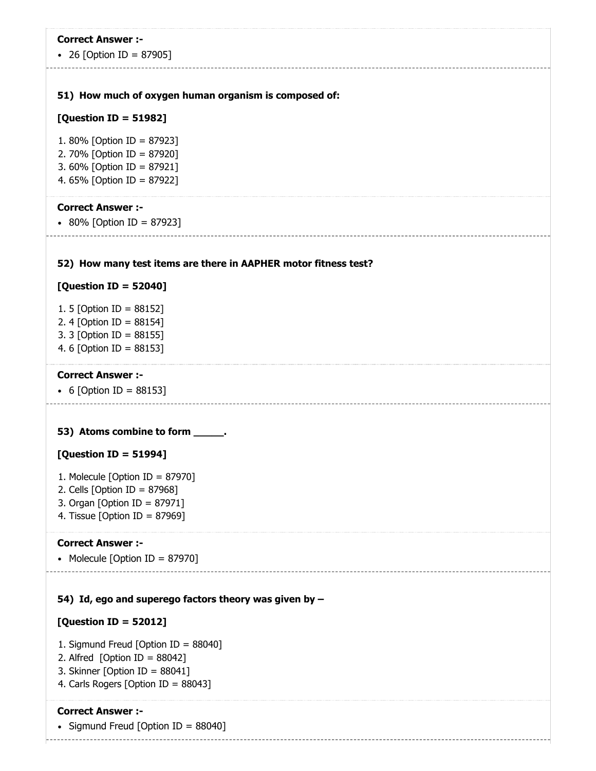**Correct Answer :-**

- 26 [Option ID = 87905]

---

**51) How much of oxygen human organism is composed of:**

**[Question ID = 51982]**

1. 80% [Option ID = 87923]
2. 70% [Option ID = 87920]
3. 60% [Option ID = 87921]
4. 65% [Option ID = 87922]

**Correct Answer :-**

- 80% [Option ID = 87923]

---

**52) How many test items are there in AAPHER motor fitness test?**

**[Question ID = 52040]**

1. 5 [Option ID = 88152]
2. 4 [Option ID = 88154]
3. 3 [Option ID = 88155]
4. 6 [Option ID = 88153]

**Correct Answer :-**

- 6 [Option ID = 88153]

---

**53) Atoms combine to form _____.**

**[Question ID = 51994]**

1. Molecule [Option ID = 87970]
2. Cells [Option ID = 87968]
3. Organ [Option ID = 87971]
4. Tissue [Option ID = 87969]

**Correct Answer :-**

- Molecule [Option ID = 87970]

---

**54) Id, ego and superego factors theory was given by –**

**[Question ID = 52012]**

1. Sigmund Freud [Option ID = 88040]
2. Alfred [Option ID = 88042]
3. Skinner [Option ID = 88041]
4. Carls Rogers [Option ID = 88043]

**Correct Answer :-**

- Sigmund Freud [Option ID = 88040]

---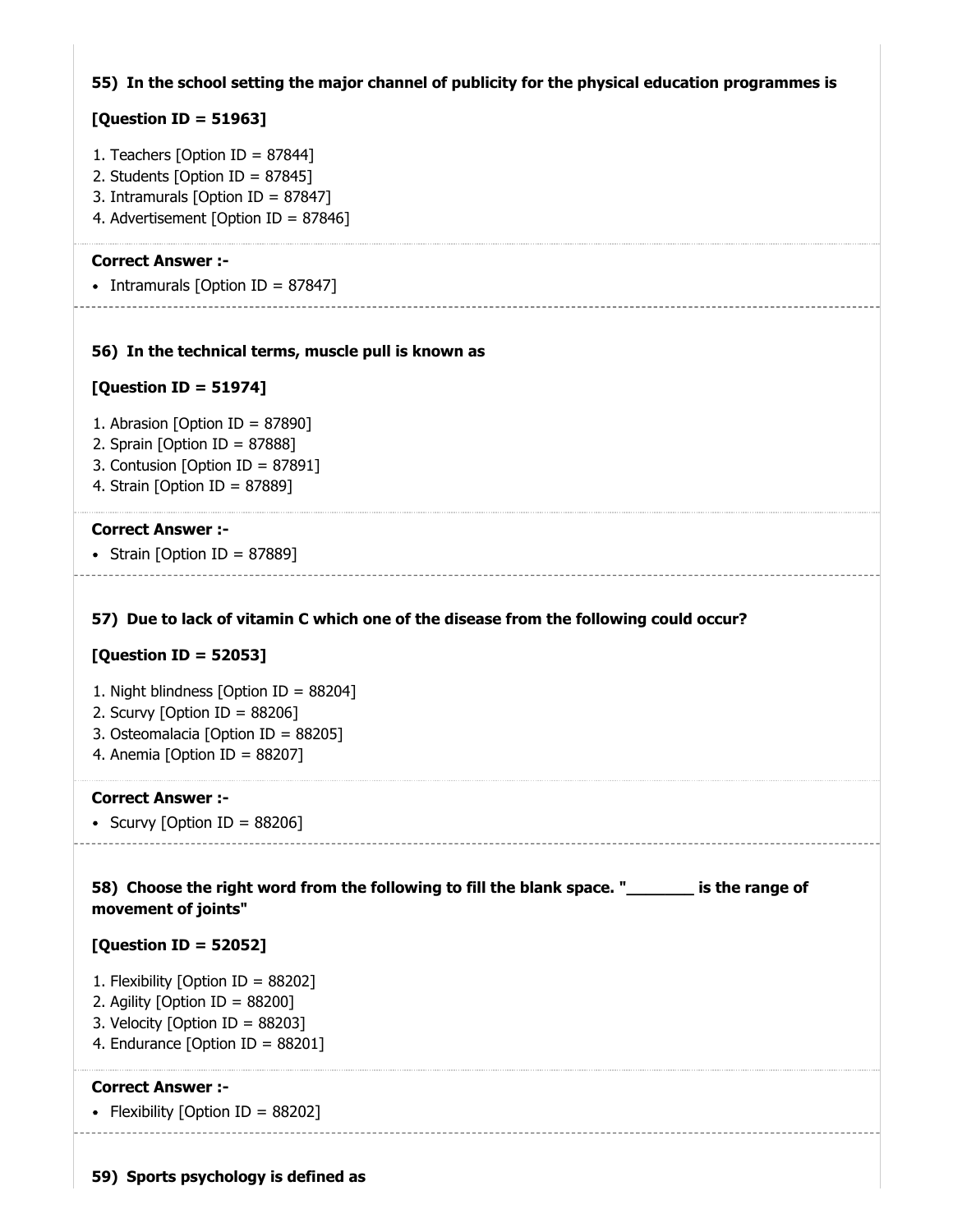**55) In the school setting the major channel of publicity for the physical education programmes is**

**[Question ID = 51963]**

1. Teachers [Option ID = 87844]
2. Students [Option ID = 87845]
3. Intramurals [Option ID = 87847]
4. Advertisement [Option ID = 87846]

**Correct Answer :-**

- Intramurals [Option ID = 87847]

**56) In the technical terms, muscle pull is known as**

**[Question ID = 51974]**

1. Abrasion [Option ID = 87890]
2. Sprain [Option ID = 87888]
3. Contusion [Option ID = 87891]
4. Strain [Option ID = 87889]

**Correct Answer :-**

- Strain [Option ID = 87889]

**57) Due to lack of vitamin C which one of the disease from the following could occur?**

**[Question ID = 52053]**

1. Night blindness [Option ID = 88204]
2. Scurvy [Option ID = 88206]
3. Osteomalacia [Option ID = 88205]
4. Anemia [Option ID = 88207]

**Correct Answer :-**

- Scurvy [Option ID = 88206]

**58) Choose the right word from the following to fill the blank space. "_______ is the range of movement of joints"**

**[Question ID = 52052]**

1. Flexibility [Option ID = 88202]
2. Agility [Option ID = 88200]
3. Velocity [Option ID = 88203]
4. Endurance [Option ID = 88201]

**Correct Answer :-**

- Flexibility [Option ID = 88202]

**59) Sports psychology is defined as**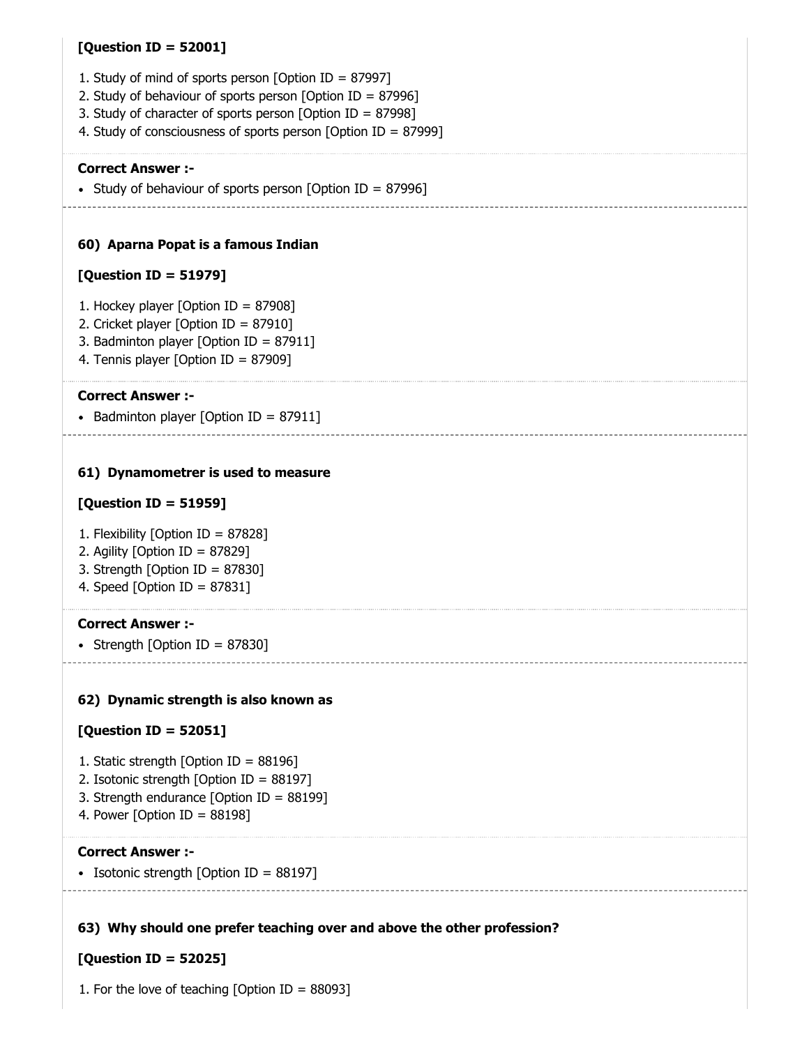**[Question ID = 52001]**

1. Study of mind of sports person [Option ID = 87997]
2. Study of behaviour of sports person [Option ID = 87996]
3. Study of character of sports person [Option ID = 87998]
4. Study of consciousness of sports person [Option ID = 87999]

**Correct Answer :-**

- Study of behaviour of sports person [Option ID = 87996]

---

**60) Aparna Popat is a famous Indian**

**[Question ID = 51979]**

1. Hockey player [Option ID = 87908]
2. Cricket player [Option ID = 87910]
3. Badminton player [Option ID = 87911]
4. Tennis player [Option ID = 87909]

**Correct Answer :-**

- Badminton player [Option ID = 87911]

---

**61) Dynamometrer is used to measure**

**[Question ID = 51959]**

1. Flexibility [Option ID = 87828]
2. Agility [Option ID = 87829]
3. Strength [Option ID = 87830]
4. Speed [Option ID = 87831]

**Correct Answer :-**

- Strength [Option ID = 87830]

---

**62) Dynamic strength is also known as**

**[Question ID = 52051]**

1. Static strength [Option ID = 88196]
2. Isotonic strength [Option ID = 88197]
3. Strength endurance [Option ID = 88199]
4. Power [Option ID = 88198]

**Correct Answer :-**

- Isotonic strength [Option ID = 88197]

---

**63) Why should one prefer teaching over and above the other profession?**

**[Question ID = 52025]**

1. For the love of teaching [Option ID = 88093]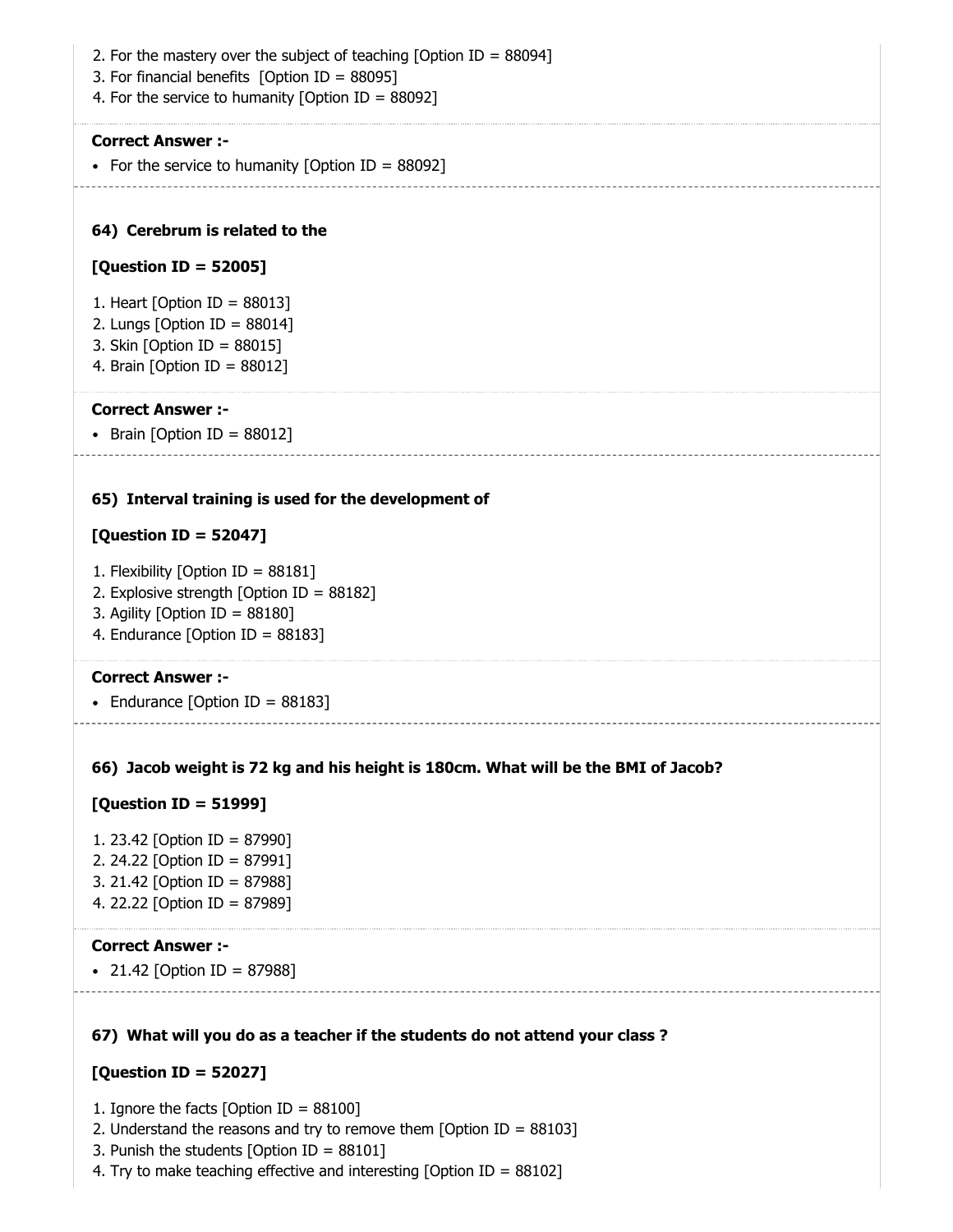2. For the mastery over the subject of teaching [Option ID = 88094]
3. For financial benefits [Option ID = 88095]
4. For the service to humanity [Option ID = 88092]

**Correct Answer :-**

- For the service to humanity [Option ID = 88092]

---

**64) Cerebrum is related to the**

**[Question ID = 52005]**

1. Heart [Option ID = 88013]
2. Lungs [Option ID = 88014]
3. Skin [Option ID = 88015]
4. Brain [Option ID = 88012]

**Correct Answer :-**

- Brain [Option ID = 88012]

---

**65) Interval training is used for the development of**

**[Question ID = 52047]**

1. Flexibility [Option ID = 88181]
2. Explosive strength [Option ID = 88182]
3. Agility [Option ID = 88180]
4. Endurance [Option ID = 88183]

**Correct Answer :-**

- Endurance [Option ID = 88183]

---

**66) Jacob weight is 72 kg and his height is 180cm. What will be the BMI of Jacob?**

**[Question ID = 51999]**

1. 23.42 [Option ID = 87990]
2. 24.22 [Option ID = 87991]
3. 21.42 [Option ID = 87988]
4. 22.22 [Option ID = 87989]

**Correct Answer :-**

- 21.42 [Option ID = 87988]

---

**67) What will you do as a teacher if the students do not attend your class ?**

**[Question ID = 52027]**

1. Ignore the facts [Option ID = 88100]
2. Understand the reasons and try to remove them [Option ID = 88103]
3. Punish the students [Option ID = 88101]
4. Try to make teaching effective and interesting [Option ID = 88102]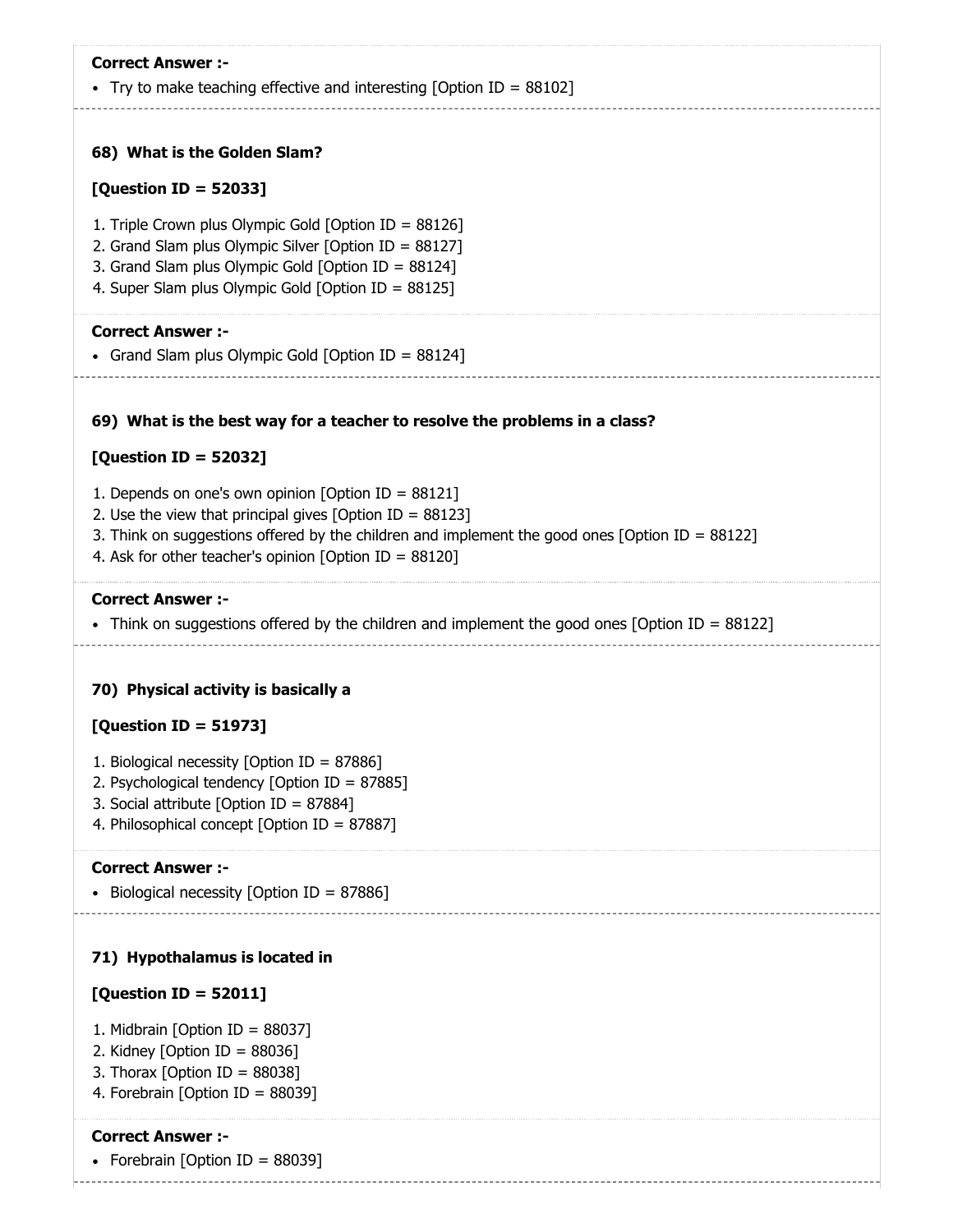**Correct Answer :-**

- Try to make teaching effective and interesting [Option ID = 88102]

**68) What is the Golden Slam?**

**[Question ID = 52033]**

1. Triple Crown plus Olympic Gold [Option ID = 88126]
2. Grand Slam plus Olympic Silver [Option ID = 88127]
3. Grand Slam plus Olympic Gold [Option ID = 88124]
4. Super Slam plus Olympic Gold [Option ID = 88125]

**Correct Answer :-**

- Grand Slam plus Olympic Gold [Option ID = 88124]

**69) What is the best way for a teacher to resolve the problems in a class?**

**[Question ID = 52032]**

1. Depends on one's own opinion [Option ID = 88121]
2. Use the view that principal gives [Option ID = 88123]
3. Think on suggestions offered by the children and implement the good ones [Option ID = 88122]
4. Ask for other teacher's opinion [Option ID = 88120]

**Correct Answer :-**

- Think on suggestions offered by the children and implement the good ones [Option ID = 88122]

**70) Physical activity is basically a**

**[Question ID = 51973]**

1. Biological necessity [Option ID = 87886]
2. Psychological tendency [Option ID = 87885]
3. Social attribute [Option ID = 87884]
4. Philosophical concept [Option ID = 87887]

**Correct Answer :-**

- Biological necessity [Option ID = 87886]

**71) Hypothalamus is located in**

**[Question ID = 52011]**

1. Midbrain [Option ID = 88037]
2. Kidney [Option ID = 88036]
3. Thorax [Option ID = 88038]
4. Forebrain [Option ID = 88039]

**Correct Answer :-**

- Forebrain [Option ID = 88039]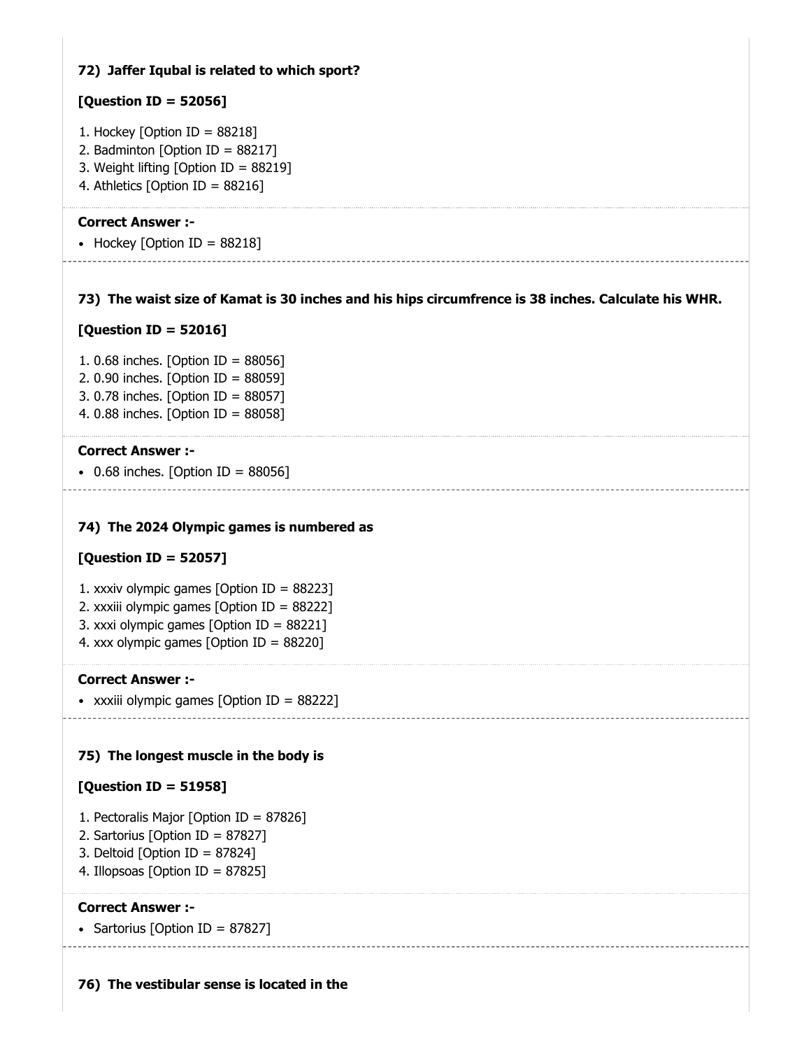**72) Jaffer Iqubal is related to which sport?**

**[Question ID = 52056]**

1. Hockey [Option ID = 88218]
2. Badminton [Option ID = 88217]
3. Weight lifting [Option ID = 88219]
4. Athletics [Option ID = 88216]

**Correct Answer :-**

- Hockey [Option ID = 88218]

---

**73) The waist size of Kamat is 30 inches and his hips circumfrence is 38 inches. Calculate his WHR.**

**[Question ID = 52016]**

1. 0.68 inches. [Option ID = 88056]
2. 0.90 inches. [Option ID = 88059]
3. 0.78 inches. [Option ID = 88057]
4. 0.88 inches. [Option ID = 88058]

**Correct Answer :-**

- 0.68 inches. [Option ID = 88056]

---

**74) The 2024 Olympic games is numbered as**

**[Question ID = 52057]**

1. xxxiv olympic games [Option ID = 88223]
2. xxxiii olympic games [Option ID = 88222]
3. xxxi olympic games [Option ID = 88221]
4. xxx olympic games [Option ID = 88220]

**Correct Answer :-**

- xxxiii olympic games [Option ID = 88222]

---

**75) The longest muscle in the body is**

**[Question ID = 51958]**

1. Pectoralis Major [Option ID = 87826]
2. Sartorius [Option ID = 87827]
3. Deltoid [Option ID = 87824]
4. Illopsoas [Option ID = 87825]

**Correct Answer :-**

- Sartorius [Option ID = 87827]

---

**76) The vestibular sense is located in the**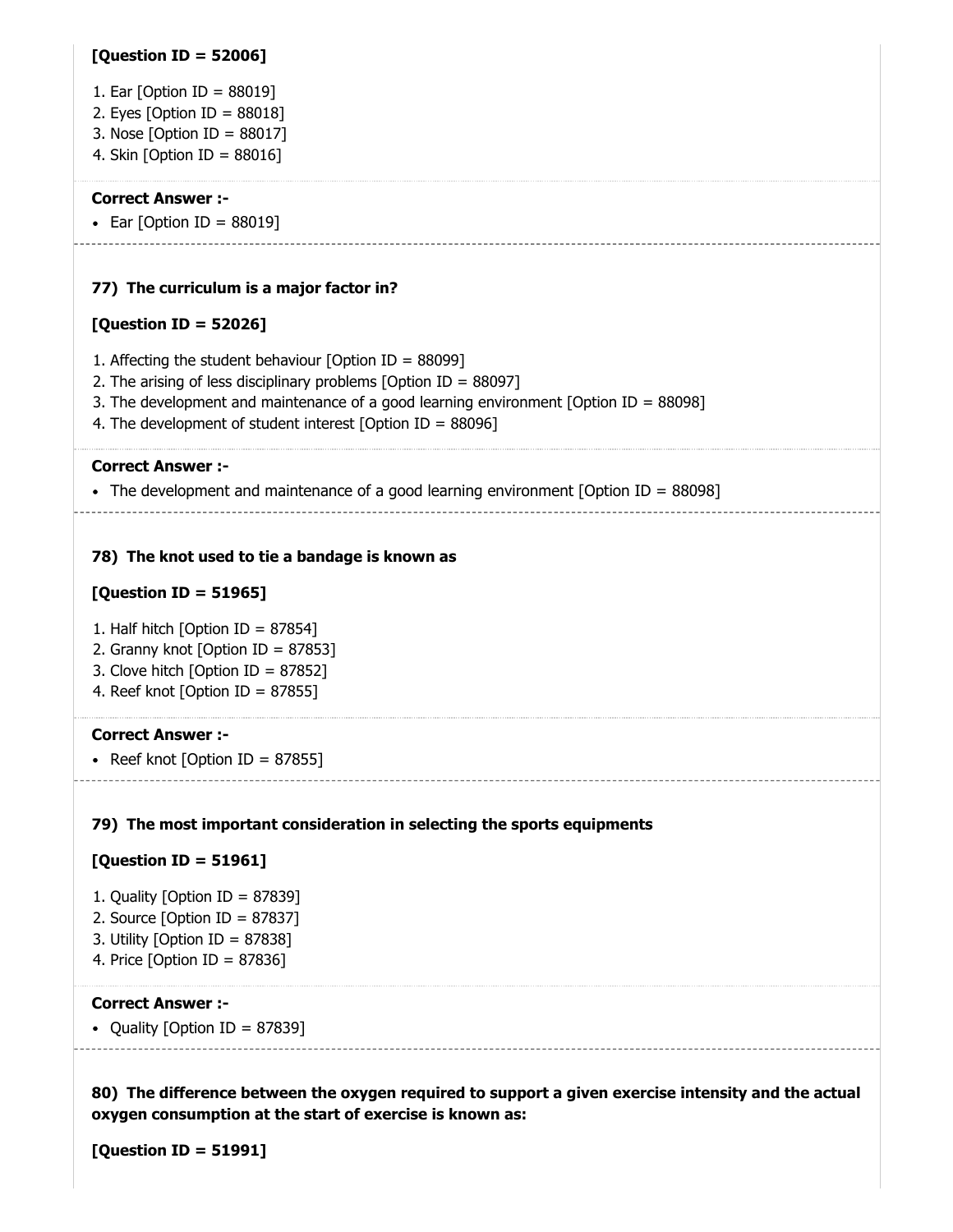**[Question ID = 52006]**

1. Ear [Option ID = 88019]
2. Eyes [Option ID = 88018]
3. Nose [Option ID = 88017]
4. Skin [Option ID = 88016]

**Correct Answer :-**

- Ear [Option ID = 88019]

**77) The curriculum is a major factor in?**

**[Question ID = 52026]**

1. Affecting the student behaviour [Option ID = 88099]
2. The arising of less disciplinary problems [Option ID = 88097]
3. The development and maintenance of a good learning environment [Option ID = 88098]
4. The development of student interest [Option ID = 88096]

**Correct Answer :-**

- The development and maintenance of a good learning environment [Option ID = 88098]

**78) The knot used to tie a bandage is known as**

**[Question ID = 51965]**

1. Half hitch [Option ID = 87854]
2. Granny knot [Option ID = 87853]
3. Clove hitch [Option ID = 87852]
4. Reef knot [Option ID = 87855]

**Correct Answer :-**

- Reef knot [Option ID = 87855]

**79) The most important consideration in selecting the sports equipments**

**[Question ID = 51961]**

1. Quality [Option ID = 87839]
2. Source [Option ID = 87837]
3. Utility [Option ID = 87838]
4. Price [Option ID = 87836]

**Correct Answer :-**

- Quality [Option ID = 87839]

**80) The difference between the oxygen required to support a given exercise intensity and the actual oxygen consumption at the start of exercise is known as:**

**[Question ID = 51991]**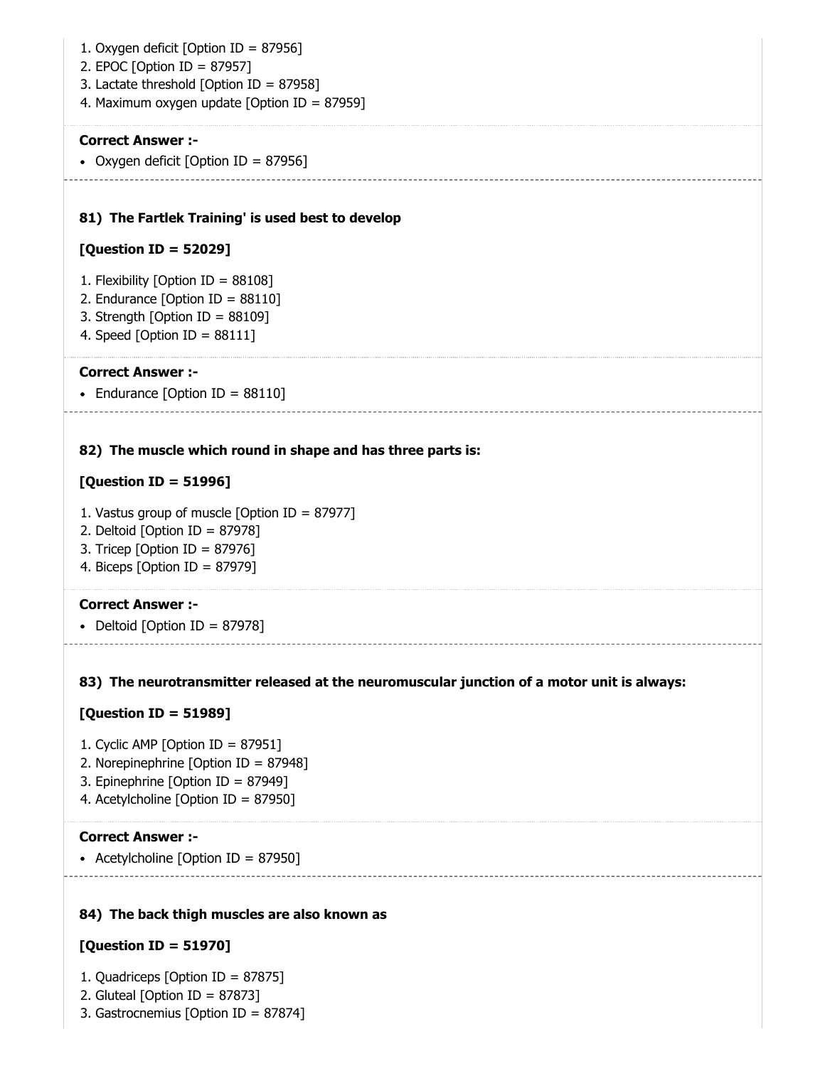1. Oxygen deficit [Option ID = 87956]
2. EPOC [Option ID = 87957]
3. Lactate threshold [Option ID = 87958]
4. Maximum oxygen update [Option ID = 87959]

**Correct Answer :-**

- Oxygen deficit [Option ID = 87956]

**81) The Fartlek Training' is used best to develop**

**[Question ID = 52029]**

1. Flexibility [Option ID = 88108]
2. Endurance [Option ID = 88110]
3. Strength [Option ID = 88109]
4. Speed [Option ID = 88111]

**Correct Answer :-**

- Endurance [Option ID = 88110]

**82) The muscle which round in shape and has three parts is:**

**[Question ID = 51996]**

1. Vastus group of muscle [Option ID = 87977]
2. Deltoid [Option ID = 87978]
3. Tricep [Option ID = 87976]
4. Biceps [Option ID = 87979]

**Correct Answer :-**

- Deltoid [Option ID = 87978]

**83) The neurotransmitter released at the neuromuscular junction of a motor unit is always:**

**[Question ID = 51989]**

1. Cyclic AMP [Option ID = 87951]
2. Norepinephrine [Option ID = 87948]
3. Epinephrine [Option ID = 87949]
4. Acetylcholine [Option ID = 87950]

**Correct Answer :-**

- Acetylcholine [Option ID = 87950]

**84) The back thigh muscles are also known as**

**[Question ID = 51970]**

1. Quadriceps [Option ID = 87875]
2. Gluteal [Option ID = 87873]
3. Gastrocnemius [Option ID = 87874]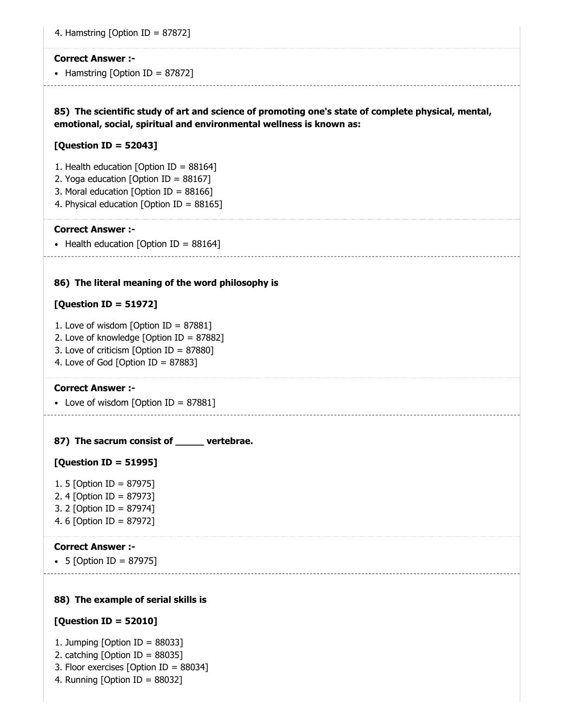4. Hamstring [Option ID = 87872]

**Correct Answer :-**

- Hamstring [Option ID = 87872]

---

**85) The scientific study of art and science of promoting one's state of complete physical, mental, emotional, social, spiritual and environmental wellness is known as:**

**[Question ID = 52043]**

1. Health education [Option ID = 88164]
2. Yoga education [Option ID = 88167]
3. Moral education [Option ID = 88166]
4. Physical education [Option ID = 88165]

**Correct Answer :-**

- Health education [Option ID = 88164]

---

**86) The literal meaning of the word philosophy is**

**[Question ID = 51972]**

1. Love of wisdom [Option ID = 87881]
2. Love of knowledge [Option ID = 87882]
3. Love of criticism [Option ID = 87880]
4. Love of God [Option ID = 87883]

**Correct Answer :-**

- Love of wisdom [Option ID = 87881]

---

**87) The sacrum consist of _____ vertebrae.**

**[Question ID = 51995]**

1. 5 [Option ID = 87975]
2. 4 [Option ID = 87973]
3. 2 [Option ID = 87974]
4. 6 [Option ID = 87972]

**Correct Answer :-**

- 5 [Option ID = 87975]

---

**88) The example of serial skills is**

**[Question ID = 52010]**

1. Jumping [Option ID = 88033]
2. catching [Option ID = 88035]
3. Floor exercises [Option ID = 88034]
4. Running [Option ID = 88032]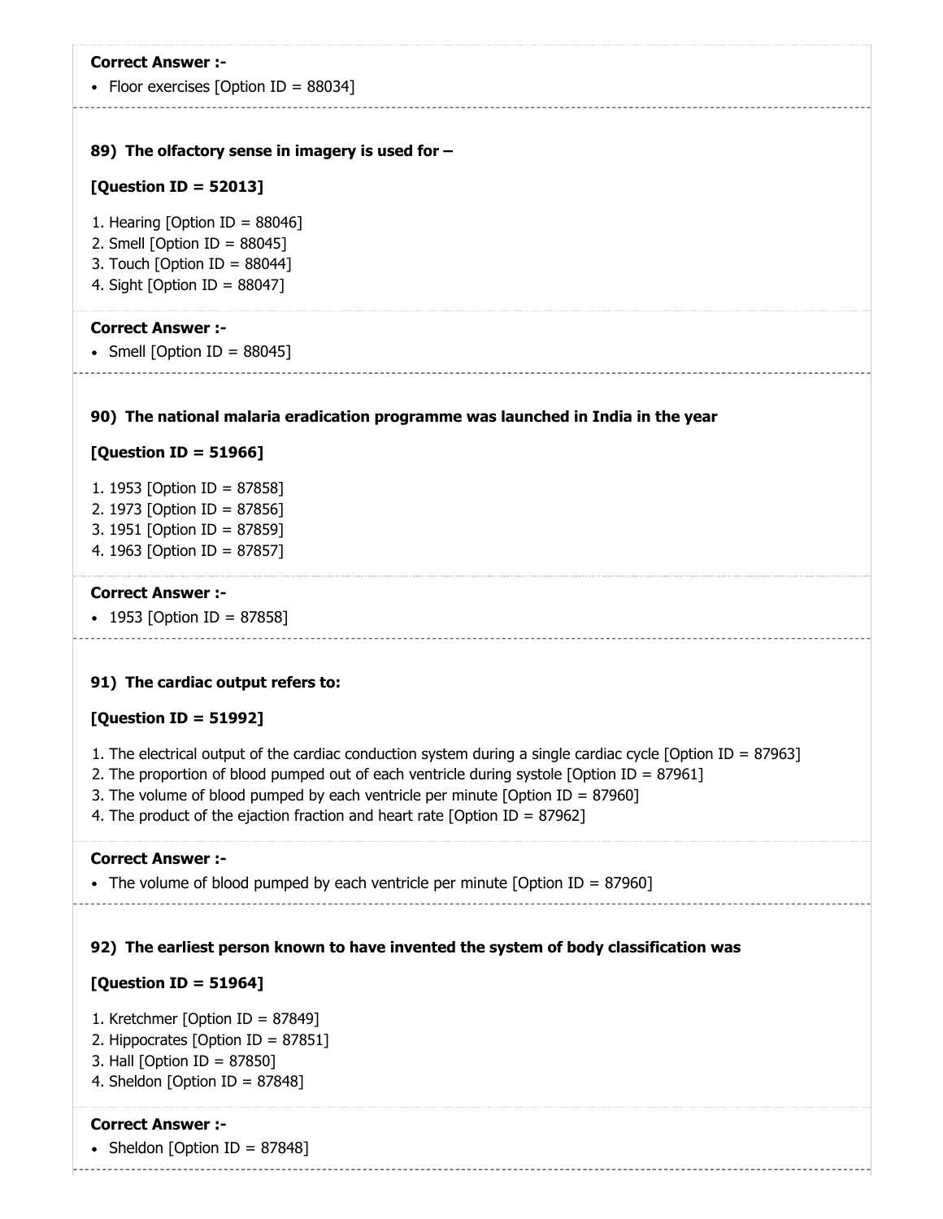**Correct Answer :-**

- Floor exercises [Option ID = 88034]

**89) The olfactory sense in imagery is used for –**

**[Question ID = 52013]**

1. Hearing [Option ID = 88046]
2. Smell [Option ID = 88045]
3. Touch [Option ID = 88044]
4. Sight [Option ID = 88047]

**Correct Answer :-**

- Smell [Option ID = 88045]

**90) The national malaria eradication programme was launched in India in the year**

**[Question ID = 51966]**

1. 1953 [Option ID = 87858]
2. 1973 [Option ID = 87856]
3. 1951 [Option ID = 87859]
4. 1963 [Option ID = 87857]

**Correct Answer :-**

- 1953 [Option ID = 87858]

**91) The cardiac output refers to:**

**[Question ID = 51992]**

1. The electrical output of the cardiac conduction system during a single cardiac cycle [Option ID = 87963]
2. The proportion of blood pumped out of each ventricle during systole [Option ID = 87961]
3. The volume of blood pumped by each ventricle per minute [Option ID = 87960]
4. The product of the ejaction fraction and heart rate [Option ID = 87962]

**Correct Answer :-**

- The volume of blood pumped by each ventricle per minute [Option ID = 87960]

**92) The earliest person known to have invented the system of body classification was**

**[Question ID = 51964]**

1. Kretchmer [Option ID = 87849]
2. Hippocrates [Option ID = 87851]
3. Hall [Option ID = 87850]
4. Sheldon [Option ID = 87848]

**Correct Answer :-**

- Sheldon [Option ID = 87848]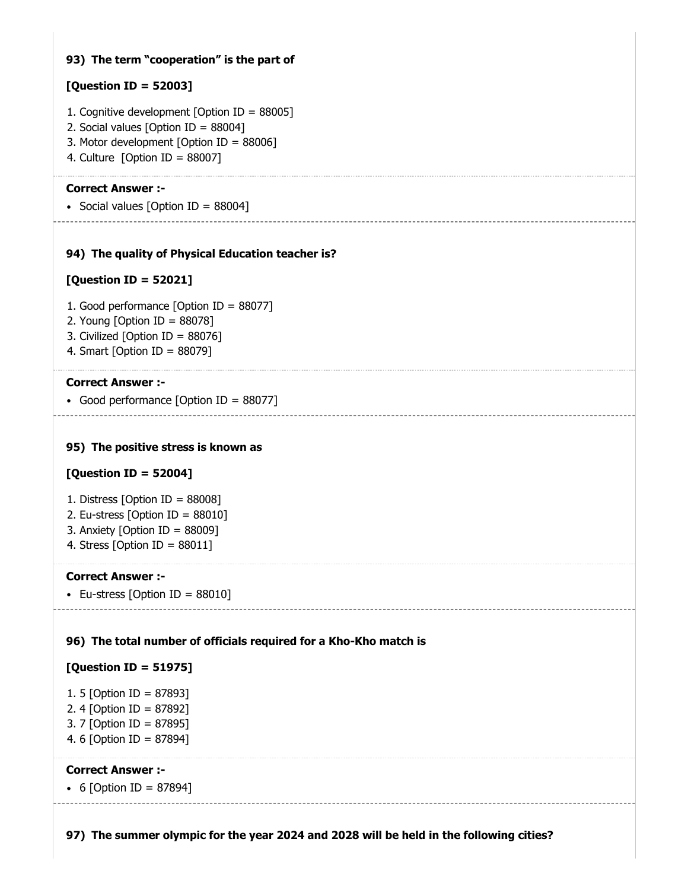**93) The term “cooperation” is the part of**

**[Question ID = 52003]**

1. Cognitive development [Option ID = 88005]
2. Social values [Option ID = 88004]
3. Motor development [Option ID = 88006]
4. Culture [Option ID = 88007]

**Correct Answer :-**

- Social values [Option ID = 88004]

**94) The quality of Physical Education teacher is?**

**[Question ID = 52021]**

1. Good performance [Option ID = 88077]
2. Young [Option ID = 88078]
3. Civilized [Option ID = 88076]
4. Smart [Option ID = 88079]

**Correct Answer :-**

- Good performance [Option ID = 88077]

**95) The positive stress is known as**

**[Question ID = 52004]**

1. Distress [Option ID = 88008]
2. Eu-stress [Option ID = 88010]
3. Anxiety [Option ID = 88009]
4. Stress [Option ID = 88011]

**Correct Answer :-**

- Eu-stress [Option ID = 88010]

**96) The total number of officials required for a Kho-Kho match is**

**[Question ID = 51975]**

1. 5 [Option ID = 87893]
2. 4 [Option ID = 87892]
3. 7 [Option ID = 87895]
4. 6 [Option ID = 87894]

**Correct Answer :-**

- 6 [Option ID = 87894]

**97) The summer olympic for the year 2024 and 2028 will be held in the following cities?**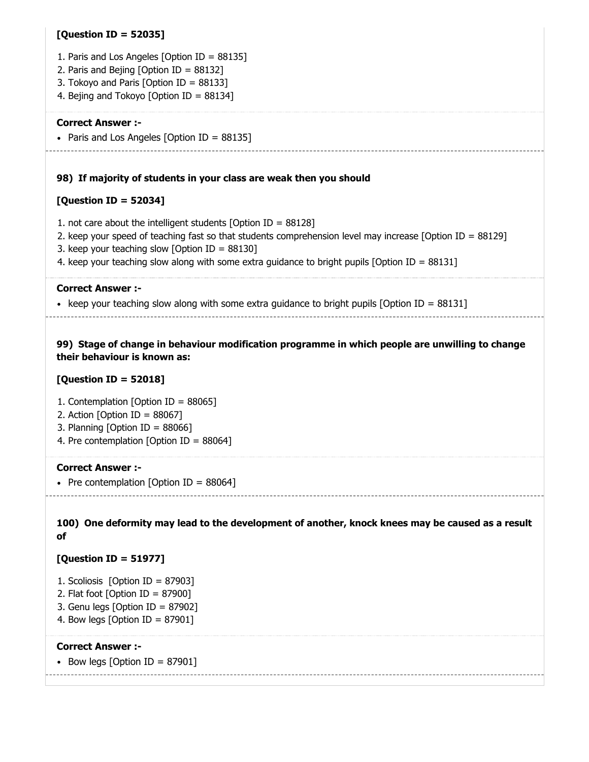**[Question ID = 52035]**

1. Paris and Los Angeles [Option ID = 88135]
2. Paris and Bejing [Option ID = 88132]
3. Tokoyo and Paris [Option ID = 88133]
4. Bejing and Tokoyo [Option ID = 88134]

**Correct Answer :-**

- Paris and Los Angeles [Option ID = 88135]

---

**98) If majority of students in your class are weak then you should**

**[Question ID = 52034]**

1. not care about the intelligent students [Option ID = 88128]
2. keep your speed of teaching fast so that students comprehension level may increase [Option ID = 88129]
3. keep your teaching slow [Option ID = 88130]
4. keep your teaching slow along with some extra guidance to bright pupils [Option ID = 88131]

**Correct Answer :-**

- keep your teaching slow along with some extra guidance to bright pupils [Option ID = 88131]

---

**99) Stage of change in behaviour modification programme in which people are unwilling to change their behaviour is known as:**

**[Question ID = 52018]**

1. Contemplation [Option ID = 88065]
2. Action [Option ID = 88067]
3. Planning [Option ID = 88066]
4. Pre contemplation [Option ID = 88064]

**Correct Answer :-**

- Pre contemplation [Option ID = 88064]

---

**100) One deformity may lead to the development of another, knock knees may be caused as a result of**

**[Question ID = 51977]**

1. Scoliosis [Option ID = 87903]
2. Flat foot [Option ID = 87900]
3. Genu legs [Option ID = 87902]
4. Bow legs [Option ID = 87901]

**Correct Answer :-**

- Bow legs [Option ID = 87901]